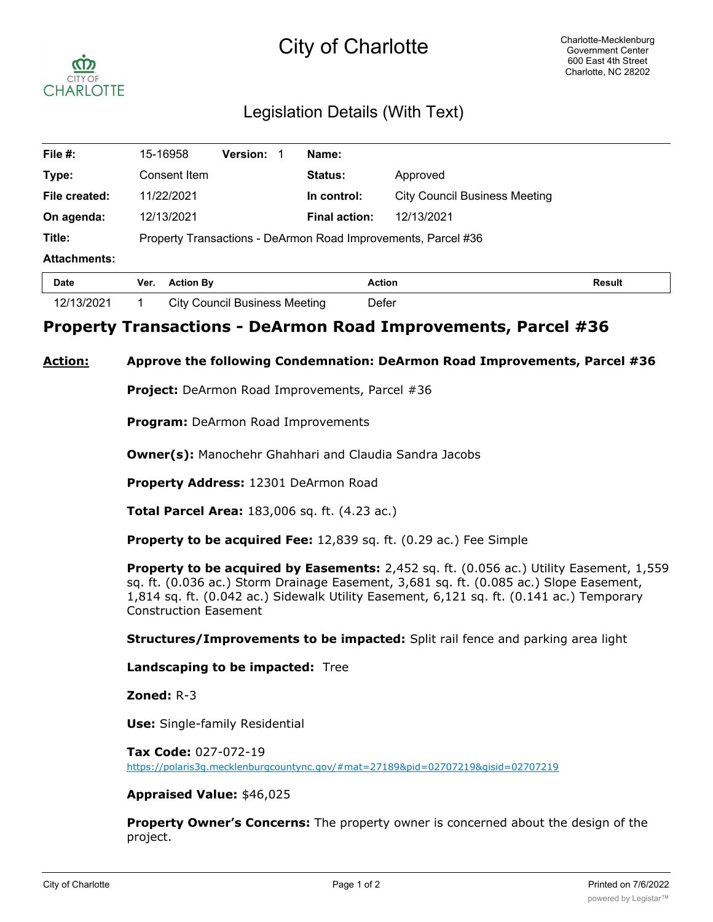# City of Charlotte

Charlotte-Mecklenburg Government Center
600 East 4th Street
Charlotte, NC 28202

## Legislation Details (With Text)

| | | | |
|---|---|---|---|
| **File #:** | 15-16958 **Version:** 1 | **Name:** | |
| **Type:** | Consent Item | **Status:** | Approved |
| **File created:** | 11/22/2021 | **In control:** | City Council Business Meeting |
| **On agenda:** | 12/13/2021 | **Final action:** | 12/13/2021 |
| **Title:** | Property Transactions - DeArmon Road Improvements, Parcel #36 | | |
| **Attachments:** | | | |

| Date | Ver. | Action By | Action | Result |
|---|---|---|---|---|
| 12/13/2021 | 1 | City Council Business Meeting | Defer | |

## Property Transactions - DeArmon Road Improvements, Parcel #36

**Action:** **Approve the following Condemnation: DeArmon Road Improvements, Parcel #36**

**Project:** DeArmon Road Improvements, Parcel #36

**Program:** DeArmon Road Improvements

**Owner(s):** Manochehr Ghahhari and Claudia Sandra Jacobs

**Property Address:** 12301 DeArmon Road

**Total Parcel Area:** 183,006 sq. ft. (4.23 ac.)

**Property to be acquired Fee:** 12,839 sq. ft. (0.29 ac.) Fee Simple

**Property to be acquired by Easements:** 2,452 sq. ft. (0.056 ac.) Utility Easement, 1,559 sq. ft. (0.036 ac.) Storm Drainage Easement, 3,681 sq. ft. (0.085 ac.) Slope Easement, 1,814 sq. ft. (0.042 ac.) Sidewalk Utility Easement, 6,121 sq. ft. (0.141 ac.) Temporary Construction Easement

**Structures/Improvements to be impacted:** Split rail fence and parking area light

**Landscaping to be impacted:** Tree

**Zoned:** R-3

**Use:** Single-family Residential

**Tax Code:** 027-072-19
https://polaris3g.mecklenburgcountync.gov/#mat=27189&pid=02707219&gisid=02707219

**Appraised Value:** $46,025

**Property Owner's Concerns:** The property owner is concerned about the design of the project.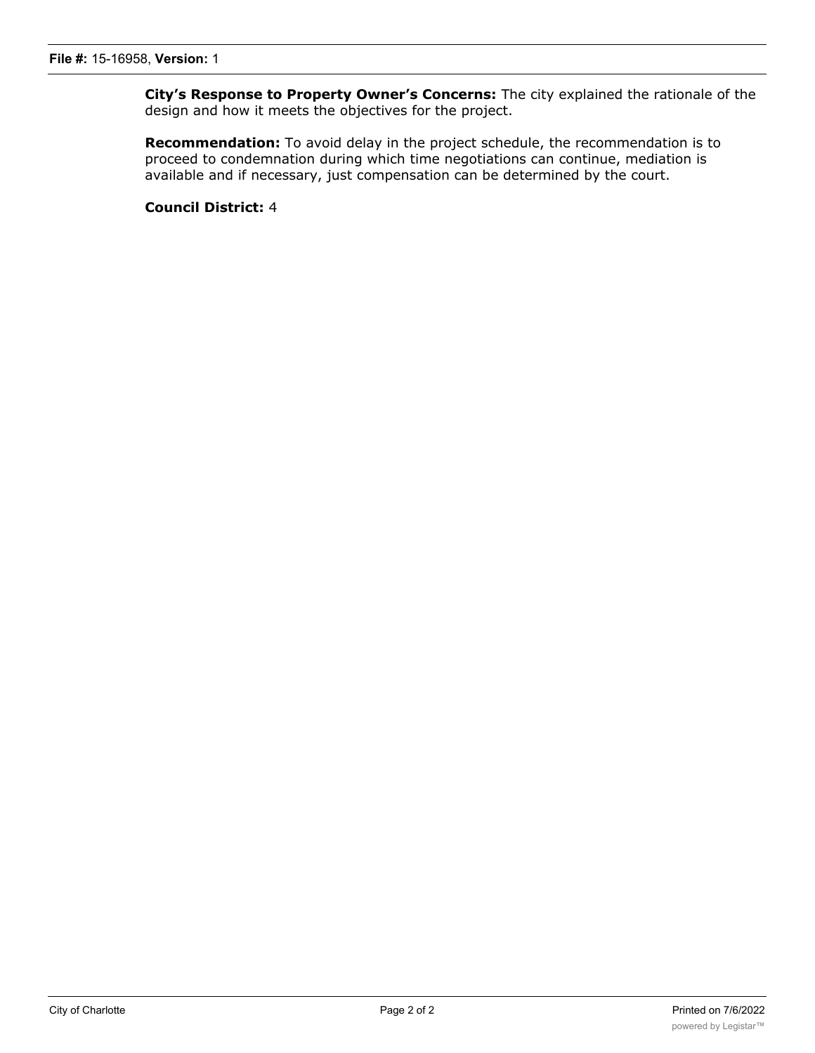**City's Response to Property Owner's Concerns:** The city explained the rationale of the design and how it meets the objectives for the project.

**Recommendation:** To avoid delay in the project schedule, the recommendation is to proceed to condemnation during which time negotiations can continue, mediation is available and if necessary, just compensation can be determined by the court.

**Council District:** 4